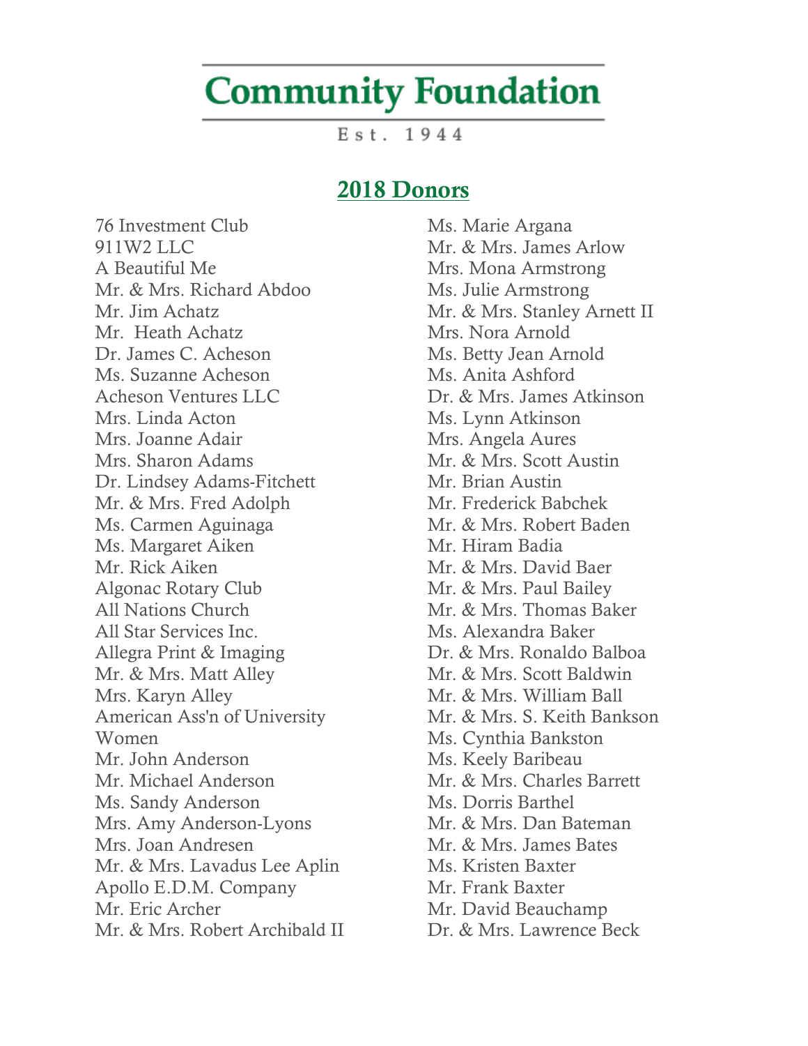# Community Foundation

Est. 1944

## 2018 Donors

76 Investment Club
911W2 LLC
A Beautiful Me
Mr. & Mrs. Richard Abdoo
Mr. Jim Achatz
Mr. Heath Achatz
Dr. James C. Acheson
Ms. Suzanne Acheson
Acheson Ventures LLC
Mrs. Linda Acton
Mrs. Joanne Adair
Mrs. Sharon Adams
Dr. Lindsey Adams-Fitchett
Mr. & Mrs. Fred Adolph
Ms. Carmen Aguinaga
Ms. Margaret Aiken
Mr. Rick Aiken
Algonac Rotary Club
All Nations Church
All Star Services Inc.
Allegra Print & Imaging
Mr. & Mrs. Matt Alley
Mrs. Karyn Alley
American Ass'n of University Women
Mr. John Anderson
Mr. Michael Anderson
Ms. Sandy Anderson
Mrs. Amy Anderson-Lyons
Mrs. Joan Andresen
Mr. & Mrs. Lavadus Lee Aplin
Apollo E.D.M. Company
Mr. Eric Archer
Mr. & Mrs. Robert Archibald II
Ms. Marie Argana
Mr. & Mrs. James Arlow
Mrs. Mona Armstrong
Ms. Julie Armstrong
Mr. & Mrs. Stanley Arnett II
Mrs. Nora Arnold
Ms. Betty Jean Arnold
Ms. Anita Ashford
Dr. & Mrs. James Atkinson
Ms. Lynn Atkinson
Mrs. Angela Aures
Mr. & Mrs. Scott Austin
Mr. Brian Austin
Mr. Frederick Babchek
Mr. & Mrs. Robert Baden
Mr. Hiram Badia
Mr. & Mrs. David Baer
Mr. & Mrs. Paul Bailey
Mr. & Mrs. Thomas Baker
Ms. Alexandra Baker
Dr. & Mrs. Ronaldo Balboa
Mr. & Mrs. Scott Baldwin
Mr. & Mrs. William Ball
Mr. & Mrs. S. Keith Bankson
Ms. Cynthia Bankston
Ms. Keely Baribeau
Mr. & Mrs. Charles Barrett
Ms. Dorris Barthel
Mr. & Mrs. Dan Bateman
Mr. & Mrs. James Bates
Ms. Kristen Baxter
Mr. Frank Baxter
Mr. David Beauchamp
Dr. & Mrs. Lawrence Beck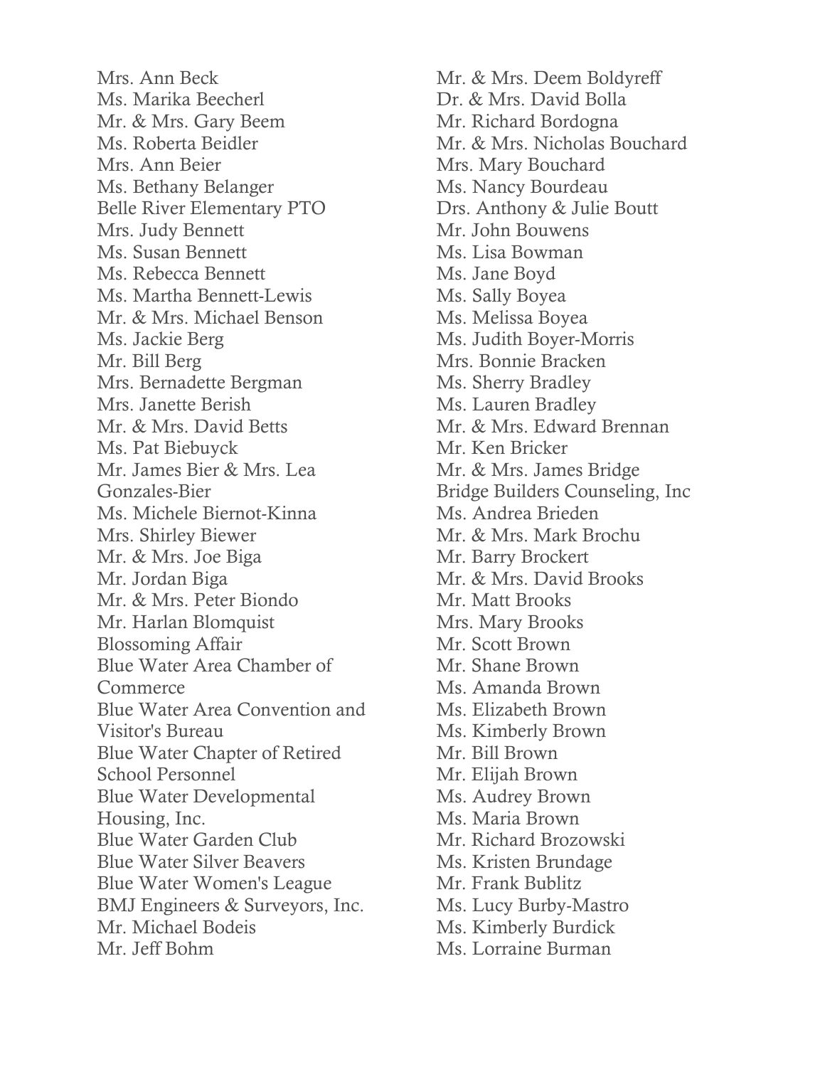Mrs. Ann Beck
Ms. Marika Beecherl
Mr. & Mrs. Gary Beem
Ms. Roberta Beidler
Mrs. Ann Beier
Ms. Bethany Belanger
Belle River Elementary PTO
Mrs. Judy Bennett
Ms. Susan Bennett
Ms. Rebecca Bennett
Ms. Martha Bennett-Lewis
Mr. & Mrs. Michael Benson
Ms. Jackie Berg
Mr. Bill Berg
Mrs. Bernadette Bergman
Mrs. Janette Berish
Mr. & Mrs. David Betts
Ms. Pat Biebuyck
Mr. James Bier & Mrs. Lea Gonzales-Bier
Ms. Michele Biernot-Kinna
Mrs. Shirley Biewer
Mr. & Mrs. Joe Biga
Mr. Jordan Biga
Mr. & Mrs. Peter Biondo
Mr. Harlan Blomquist
Blossoming Affair
Blue Water Area Chamber of Commerce
Blue Water Area Convention and Visitor's Bureau
Blue Water Chapter of Retired School Personnel
Blue Water Developmental Housing, Inc.
Blue Water Garden Club
Blue Water Silver Beavers
Blue Water Women's League
BMJ Engineers & Surveyors, Inc.
Mr. Michael Bodeis
Mr. Jeff Bohm
Mr. & Mrs. Deem Boldyreff
Dr. & Mrs. David Bolla
Mr. Richard Bordogna
Mr. & Mrs. Nicholas Bouchard
Mrs. Mary Bouchard
Ms. Nancy Bourdeau
Drs. Anthony & Julie Boutt
Mr. John Bouwens
Ms. Lisa Bowman
Ms. Jane Boyd
Ms. Sally Boyea
Ms. Melissa Boyea
Ms. Judith Boyer-Morris
Mrs. Bonnie Bracken
Ms. Sherry Bradley
Ms. Lauren Bradley
Mr. & Mrs. Edward Brennan
Mr. Ken Bricker
Mr. & Mrs. James Bridge
Bridge Builders Counseling, Inc
Ms. Andrea Brieden
Mr. & Mrs. Mark Brochu
Mr. Barry Brockert
Mr. & Mrs. David Brooks
Mr. Matt Brooks
Mrs. Mary Brooks
Mr. Scott Brown
Mr. Shane Brown
Ms. Amanda Brown
Ms. Elizabeth Brown
Ms. Kimberly Brown
Mr. Bill Brown
Mr. Elijah Brown
Ms. Audrey Brown
Ms. Maria Brown
Mr. Richard Brozowski
Ms. Kristen Brundage
Mr. Frank Bublitz
Ms. Lucy Burby-Mastro
Ms. Kimberly Burdick
Ms. Lorraine Burman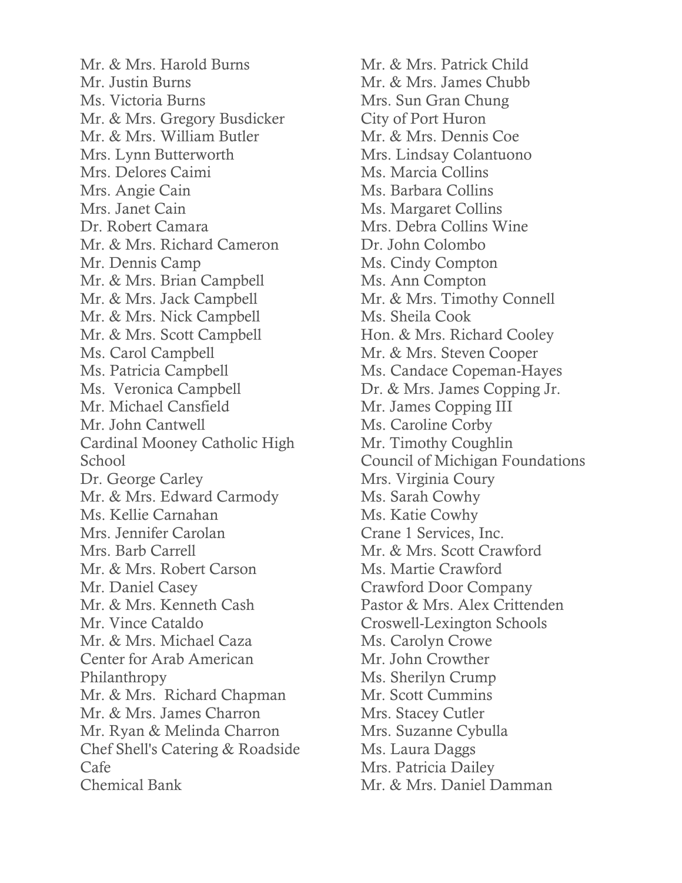Mr. & Mrs. Harold Burns
Mr. Justin Burns
Ms. Victoria Burns
Mr. & Mrs. Gregory Busdicker
Mr. & Mrs. William Butler
Mrs. Lynn Butterworth
Mrs. Delores Caimi
Mrs. Angie Cain
Mrs. Janet Cain
Dr. Robert Camara
Mr. & Mrs. Richard Cameron
Mr. Dennis Camp
Mr. & Mrs. Brian Campbell
Mr. & Mrs. Jack Campbell
Mr. & Mrs. Nick Campbell
Mr. & Mrs. Scott Campbell
Ms. Carol Campbell
Ms. Patricia Campbell
Ms. Veronica Campbell
Mr. Michael Cansfield
Mr. John Cantwell
Cardinal Mooney Catholic High School
Dr. George Carley
Mr. & Mrs. Edward Carmody
Ms. Kellie Carnahan
Mrs. Jennifer Carolan
Mrs. Barb Carrell
Mr. & Mrs. Robert Carson
Mr. Daniel Casey
Mr. & Mrs. Kenneth Cash
Mr. Vince Cataldo
Mr. & Mrs. Michael Caza
Center for Arab American Philanthropy
Mr. & Mrs. Richard Chapman
Mr. & Mrs. James Charron
Mr. Ryan & Melinda Charron
Chef Shell's Catering & Roadside Cafe
Chemical Bank
Mr. & Mrs. Patrick Child
Mr. & Mrs. James Chubb
Mrs. Sun Gran Chung
City of Port Huron
Mr. & Mrs. Dennis Coe
Mrs. Lindsay Colantuono
Ms. Marcia Collins
Ms. Barbara Collins
Ms. Margaret Collins
Mrs. Debra Collins Wine
Dr. John Colombo
Ms. Cindy Compton
Ms. Ann Compton
Mr. & Mrs. Timothy Connell
Ms. Sheila Cook
Hon. & Mrs. Richard Cooley
Mr. & Mrs. Steven Cooper
Ms. Candace Copeman-Hayes
Dr. & Mrs. James Copping Jr.
Mr. James Copping III
Ms. Caroline Corby
Mr. Timothy Coughlin
Council of Michigan Foundations
Mrs. Virginia Coury
Ms. Sarah Cowhy
Ms. Katie Cowhy
Crane 1 Services, Inc.
Mr. & Mrs. Scott Crawford
Ms. Martie Crawford
Crawford Door Company
Pastor & Mrs. Alex Crittenden
Croswell-Lexington Schools
Ms. Carolyn Crowe
Mr. John Crowther
Ms. Sherilyn Crump
Mr. Scott Cummins
Mrs. Stacey Cutler
Mrs. Suzanne Cybulla
Ms. Laura Daggs
Mrs. Patricia Dailey
Mr. & Mrs. Daniel Damman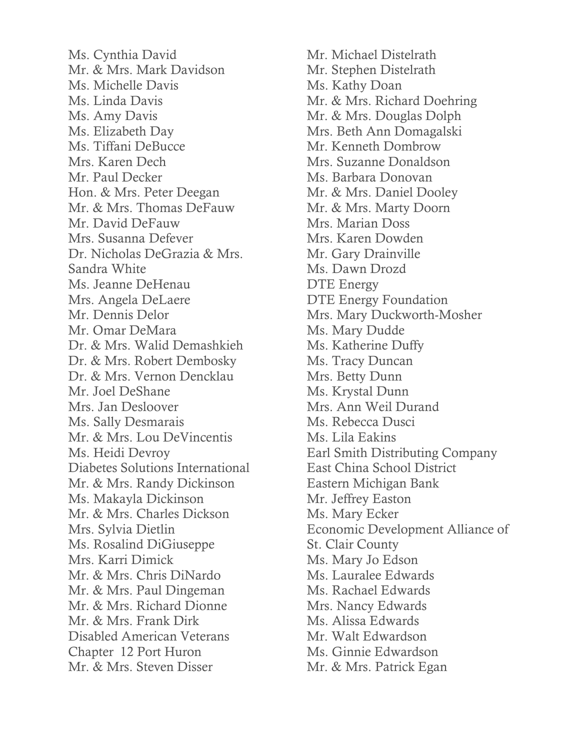Ms. Cynthia David
Mr. & Mrs. Mark Davidson
Ms. Michelle Davis
Ms. Linda Davis
Ms. Amy Davis
Ms. Elizabeth Day
Ms. Tiffani DeBucce
Mrs. Karen Dech
Mr. Paul Decker
Hon. & Mrs. Peter Deegan
Mr. & Mrs. Thomas DeFauw
Mr. David DeFauw
Mrs. Susanna Defever
Dr. Nicholas DeGrazia & Mrs. Sandra White
Ms. Jeanne DeHenau
Mrs. Angela DeLaere
Mr. Dennis Delor
Mr. Omar DeMara
Dr. & Mrs. Walid Demashkieh
Dr. & Mrs. Robert Dembosky
Dr. & Mrs. Vernon Dencklau
Mr. Joel DeShane
Mrs. Jan Desloover
Ms. Sally Desmarais
Mr. & Mrs. Lou DeVincentis
Ms. Heidi Devroy
Diabetes Solutions International
Mr. & Mrs. Randy Dickinson
Ms. Makayla Dickinson
Mr. & Mrs. Charles Dickson
Mrs. Sylvia Dietlin
Ms. Rosalind DiGiuseppe
Mrs. Karri Dimick
Mr. & Mrs. Chris DiNardo
Mr. & Mrs. Paul Dingeman
Mr. & Mrs. Richard Dionne
Mr. & Mrs. Frank Dirk
Disabled American Veterans Chapter 12 Port Huron
Mr. & Mrs. Steven Disser
Mr. Michael Distelrath
Mr. Stephen Distelrath
Ms. Kathy Doan
Mr. & Mrs. Richard Doehring
Mr. & Mrs. Douglas Dolph
Mrs. Beth Ann Domagalski
Mr. Kenneth Dombrow
Mrs. Suzanne Donaldson
Ms. Barbara Donovan
Mr. & Mrs. Daniel Dooley
Mr. & Mrs. Marty Doorn
Mrs. Marian Doss
Mrs. Karen Dowden
Mr. Gary Drainville
Ms. Dawn Drozd
DTE Energy
DTE Energy Foundation
Mrs. Mary Duckworth-Mosher
Ms. Mary Dudde
Ms. Katherine Duffy
Ms. Tracy Duncan
Mrs. Betty Dunn
Ms. Krystal Dunn
Mrs. Ann Weil Durand
Ms. Rebecca Dusci
Ms. Lila Eakins
Earl Smith Distributing Company
East China School District
Eastern Michigan Bank
Mr. Jeffrey Easton
Ms. Mary Ecker
Economic Development Alliance of St. Clair County
Ms. Mary Jo Edson
Ms. Lauralee Edwards
Ms. Rachael Edwards
Mrs. Nancy Edwards
Ms. Alissa Edwards
Mr. Walt Edwardson
Ms. Ginnie Edwardson
Mr. & Mrs. Patrick Egan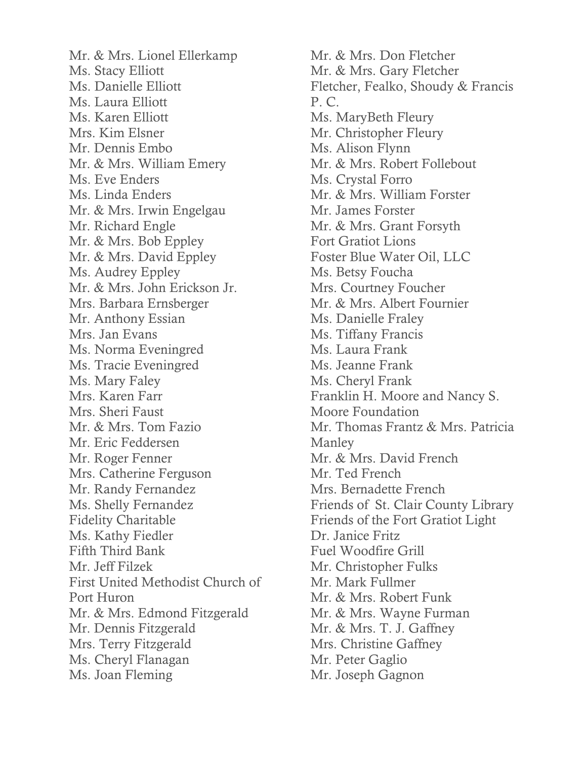Mr. & Mrs. Lionel Ellerkamp
Ms. Stacy Elliott
Ms. Danielle Elliott
Ms. Laura Elliott
Ms. Karen Elliott
Mrs. Kim Elsner
Mr. Dennis Embo
Mr. & Mrs. William Emery
Ms. Eve Enders
Ms. Linda Enders
Mr. & Mrs. Irwin Engelgau
Mr. Richard Engle
Mr. & Mrs. Bob Eppley
Mr. & Mrs. David Eppley
Ms. Audrey Eppley
Mr. & Mrs. John Erickson Jr.
Mrs. Barbara Ernsberger
Mr. Anthony Essian
Mrs. Jan Evans
Ms. Norma Eveningred
Ms. Tracie Eveningred
Ms. Mary Faley
Mrs. Karen Farr
Mrs. Sheri Faust
Mr. & Mrs. Tom Fazio
Mr. Eric Feddersen
Mr. Roger Fenner
Mrs. Catherine Ferguson
Mr. Randy Fernandez
Ms. Shelly Fernandez
Fidelity Charitable
Ms. Kathy Fiedler
Fifth Third Bank
Mr. Jeff Filzek
First United Methodist Church of Port Huron
Mr. & Mrs. Edmond Fitzgerald
Mr. Dennis Fitzgerald
Mrs. Terry Fitzgerald
Ms. Cheryl Flanagan
Ms. Joan Fleming
Mr. & Mrs. Don Fletcher
Mr. & Mrs. Gary Fletcher
Fletcher, Fealko, Shoudy & Francis P. C.
Ms. MaryBeth Fleury
Mr. Christopher Fleury
Ms. Alison Flynn
Mr. & Mrs. Robert Follebout
Ms. Crystal Forro
Mr. & Mrs. William Forster
Mr. James Forster
Mr. & Mrs. Grant Forsyth
Fort Gratiot Lions
Foster Blue Water Oil, LLC
Ms. Betsy Foucha
Mrs. Courtney Foucher
Mr. & Mrs. Albert Fournier
Ms. Danielle Fraley
Ms. Tiffany Francis
Ms. Laura Frank
Ms. Jeanne Frank
Ms. Cheryl Frank
Franklin H. Moore and Nancy S. Moore Foundation
Mr. Thomas Frantz & Mrs. Patricia Manley
Mr. & Mrs. David French
Mr. Ted French
Mrs. Bernadette French
Friends of St. Clair County Library
Friends of the Fort Gratiot Light
Dr. Janice Fritz
Fuel Woodfire Grill
Mr. Christopher Fulks
Mr. Mark Fullmer
Mr. & Mrs. Robert Funk
Mr. & Mrs. Wayne Furman
Mr. & Mrs. T. J. Gaffney
Mrs. Christine Gaffney
Mr. Peter Gaglio
Mr. Joseph Gagnon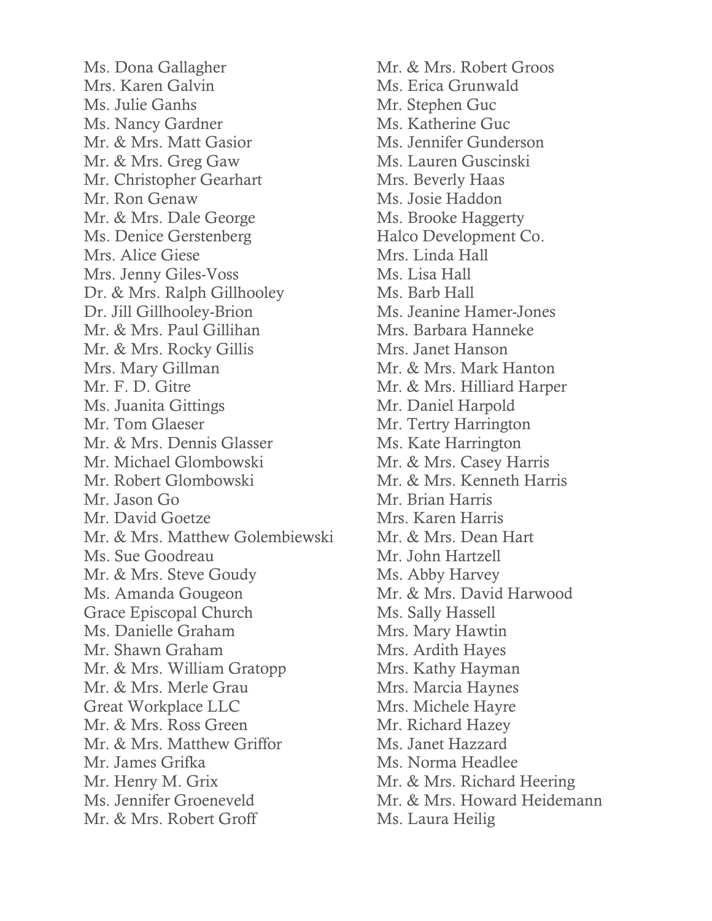Ms. Dona Gallagher
Mrs. Karen Galvin
Ms. Julie Ganhs
Ms. Nancy Gardner
Mr. & Mrs. Matt Gasior
Mr. & Mrs. Greg Gaw
Mr. Christopher Gearhart
Mr. Ron Genaw
Mr. & Mrs. Dale George
Ms. Denice Gerstenberg
Mrs. Alice Giese
Mrs. Jenny Giles-Voss
Dr. & Mrs. Ralph Gillhooley
Dr. Jill Gillhooley-Brion
Mr. & Mrs. Paul Gillihan
Mr. & Mrs. Rocky Gillis
Mrs. Mary Gillman
Mr. F. D. Gitre
Ms. Juanita Gittings
Mr. Tom Glaeser
Mr. & Mrs. Dennis Glasser
Mr. Michael Glombowski
Mr. Robert Glombowski
Mr. Jason Go
Mr. David Goetze
Mr. & Mrs. Matthew Golembiewski
Ms. Sue Goodreau
Mr. & Mrs. Steve Goudy
Ms. Amanda Gougeon
Grace Episcopal Church
Ms. Danielle Graham
Mr. Shawn Graham
Mr. & Mrs. William Gratopp
Mr. & Mrs. Merle Grau
Great Workplace LLC
Mr. & Mrs. Ross Green
Mr. & Mrs. Matthew Griffor
Mr. James Grifka
Mr. Henry M. Grix
Ms. Jennifer Groeneveld
Mr. & Mrs. Robert Groff
Mr. & Mrs. Robert Groos
Ms. Erica Grunwald
Mr. Stephen Guc
Ms. Katherine Guc
Ms. Jennifer Gunderson
Ms. Lauren Guscinski
Mrs. Beverly Haas
Ms. Josie Haddon
Ms. Brooke Haggerty
Halco Development Co.
Mrs. Linda Hall
Ms. Lisa Hall
Ms. Barb Hall
Ms. Jeanine Hamer-Jones
Mrs. Barbara Hanneke
Mrs. Janet Hanson
Mr. & Mrs. Mark Hanton
Mr. & Mrs. Hilliard Harper
Mr. Daniel Harpold
Mr. Tertry Harrington
Ms. Kate Harrington
Mr. & Mrs. Casey Harris
Mr. & Mrs. Kenneth Harris
Mr. Brian Harris
Mrs. Karen Harris
Mr. & Mrs. Dean Hart
Mr. John Hartzell
Ms. Abby Harvey
Mr. & Mrs. David Harwood
Ms. Sally Hassell
Mrs. Mary Hawtin
Mrs. Ardith Hayes
Mrs. Kathy Hayman
Mrs. Marcia Haynes
Mrs. Michele Hayre
Mr. Richard Hazey
Ms. Janet Hazzard
Ms. Norma Headlee
Mr. & Mrs. Richard Heering
Mr. & Mrs. Howard Heidemann
Ms. Laura Heilig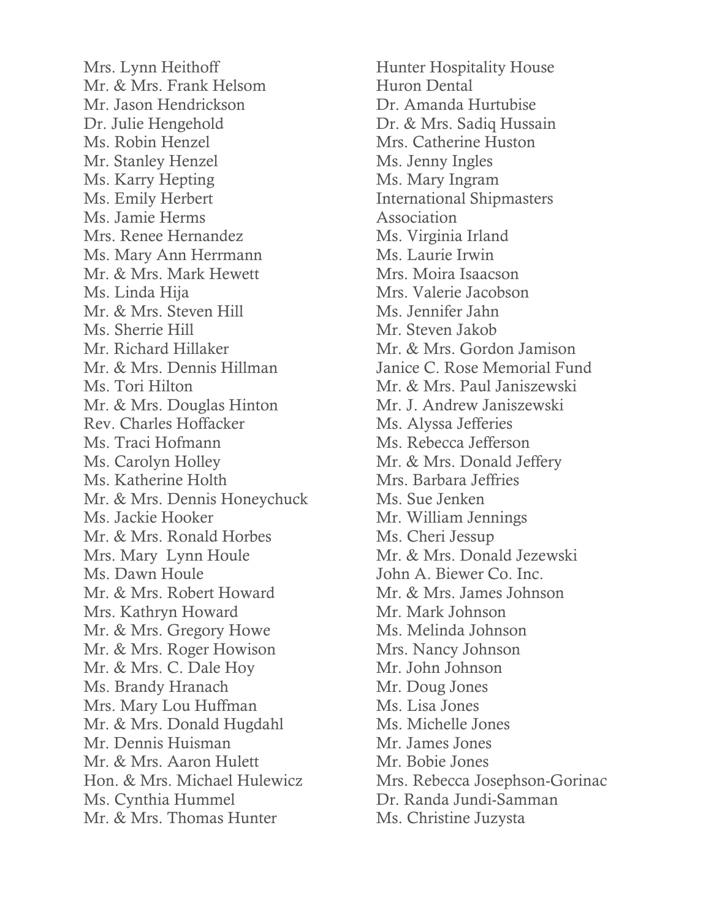Mrs. Lynn Heithoff
Mr. & Mrs. Frank Helsom
Mr. Jason Hendrickson
Dr. Julie Hengehold
Ms. Robin Henzel
Mr. Stanley Henzel
Ms. Karry Hepting
Ms. Emily Herbert
Ms. Jamie Herms
Mrs. Renee Hernandez
Ms. Mary Ann Herrmann
Mr. & Mrs. Mark Hewett
Ms. Linda Hija
Mr. & Mrs. Steven Hill
Ms. Sherrie Hill
Mr. Richard Hillaker
Mr. & Mrs. Dennis Hillman
Ms. Tori Hilton
Mr. & Mrs. Douglas Hinton
Rev. Charles Hoffacker
Ms. Traci Hofmann
Ms. Carolyn Holley
Ms. Katherine Holth
Mr. & Mrs. Dennis Honeychuck
Ms. Jackie Hooker
Mr. & Mrs. Ronald Horbes
Mrs. Mary Lynn Houle
Ms. Dawn Houle
Mr. & Mrs. Robert Howard
Mrs. Kathryn Howard
Mr. & Mrs. Gregory Howe
Mr. & Mrs. Roger Howison
Mr. & Mrs. C. Dale Hoy
Ms. Brandy Hranach
Mrs. Mary Lou Huffman
Mr. & Mrs. Donald Hugdahl
Mr. Dennis Huisman
Mr. & Mrs. Aaron Hulett
Hon. & Mrs. Michael Hulewicz
Ms. Cynthia Hummel
Mr. & Mrs. Thomas Hunter
Hunter Hospitality House
Huron Dental
Dr. Amanda Hurtubise
Dr. & Mrs. Sadiq Hussain
Mrs. Catherine Huston
Ms. Jenny Ingles
Ms. Mary Ingram
International Shipmasters Association
Ms. Virginia Irland
Ms. Laurie Irwin
Mrs. Moira Isaacson
Mrs. Valerie Jacobson
Ms. Jennifer Jahn
Mr. Steven Jakob
Mr. & Mrs. Gordon Jamison
Janice C. Rose Memorial Fund
Mr. & Mrs. Paul Janiszewski
Mr. J. Andrew Janiszewski
Ms. Alyssa Jefferies
Ms. Rebecca Jefferson
Mr. & Mrs. Donald Jeffery
Mrs. Barbara Jeffries
Ms. Sue Jenken
Mr. William Jennings
Ms. Cheri Jessup
Mr. & Mrs. Donald Jezewski
John A. Biewer Co. Inc.
Mr. & Mrs. James Johnson
Mr. Mark Johnson
Ms. Melinda Johnson
Mrs. Nancy Johnson
Mr. John Johnson
Mr. Doug Jones
Ms. Lisa Jones
Ms. Michelle Jones
Mr. James Jones
Mr. Bobie Jones
Mrs. Rebecca Josephson-Gorinac
Dr. Randa Jundi-Samman
Ms. Christine Juzysta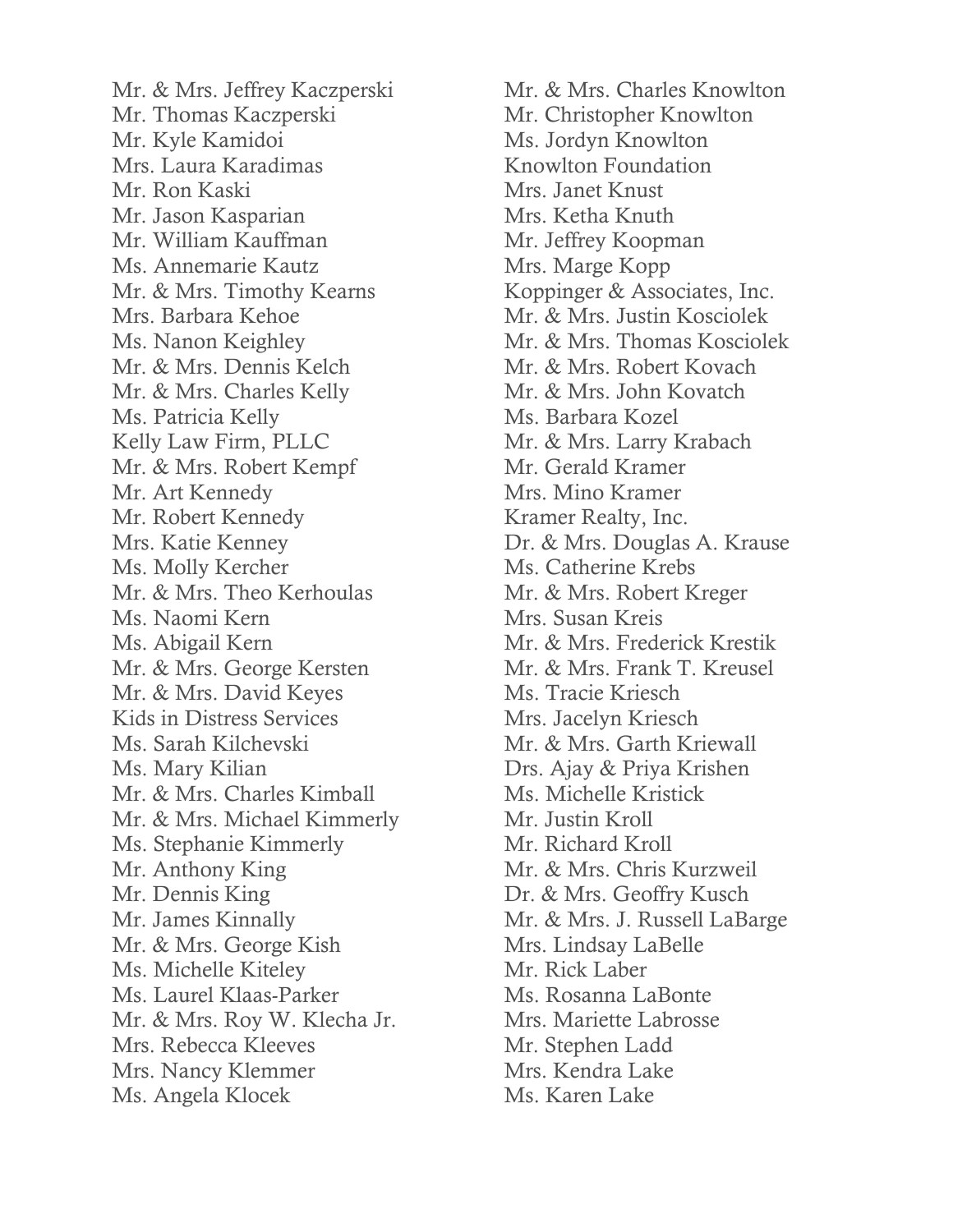Mr. & Mrs. Jeffrey Kaczperski
Mr. Thomas Kaczperski
Mr. Kyle Kamidoi
Mrs. Laura Karadimas
Mr. Ron Kaski
Mr. Jason Kasparian
Mr. William Kauffman
Ms. Annemarie Kautz
Mr. & Mrs. Timothy Kearns
Mrs. Barbara Kehoe
Ms. Nanon Keighley
Mr. & Mrs. Dennis Kelch
Mr. & Mrs. Charles Kelly
Ms. Patricia Kelly
Kelly Law Firm, PLLC
Mr. & Mrs. Robert Kempf
Mr. Art Kennedy
Mr. Robert Kennedy
Mrs. Katie Kenney
Ms. Molly Kercher
Mr. & Mrs. Theo Kerhoulas
Ms. Naomi Kern
Ms. Abigail Kern
Mr. & Mrs. George Kersten
Mr. & Mrs. David Keyes
Kids in Distress Services
Ms. Sarah Kilchevski
Ms. Mary Kilian
Mr. & Mrs. Charles Kimball
Mr. & Mrs. Michael Kimmerly
Ms. Stephanie Kimmerly
Mr. Anthony King
Mr. Dennis King
Mr. James Kinnally
Mr. & Mrs. George Kish
Ms. Michelle Kiteley
Ms. Laurel Klaas-Parker
Mr. & Mrs. Roy W. Klecha Jr.
Mrs. Rebecca Kleeves
Mrs. Nancy Klemmer
Ms. Angela Klocek
Mr. & Mrs. Charles Knowlton
Mr. Christopher Knowlton
Ms. Jordyn Knowlton
Knowlton Foundation
Mrs. Janet Knust
Mrs. Ketha Knuth
Mr. Jeffrey Koopman
Mrs. Marge Kopp
Koppinger & Associates, Inc.
Mr. & Mrs. Justin Kosciolek
Mr. & Mrs. Thomas Kosciolek
Mr. & Mrs. Robert Kovach
Mr. & Mrs. John Kovatch
Ms. Barbara Kozel
Mr. & Mrs. Larry Krabach
Mr. Gerald Kramer
Mrs. Mino Kramer
Kramer Realty, Inc.
Dr. & Mrs. Douglas A. Krause
Ms. Catherine Krebs
Mr. & Mrs. Robert Kreger
Mrs. Susan Kreis
Mr. & Mrs. Frederick Krestik
Mr. & Mrs. Frank T. Kreusel
Ms. Tracie Kriesch
Mrs. Jacelyn Kriesch
Mr. & Mrs. Garth Kriewall
Drs. Ajay & Priya Krishen
Ms. Michelle Kristick
Mr. Justin Kroll
Mr. Richard Kroll
Mr. & Mrs. Chris Kurzweil
Dr. & Mrs. Geoffry Kusch
Mr. & Mrs. J. Russell LaBarge
Mrs. Lindsay LaBelle
Mr. Rick Laber
Ms. Rosanna LaBonte
Mrs. Mariette Labrosse
Mr. Stephen Ladd
Mrs. Kendra Lake
Ms. Karen Lake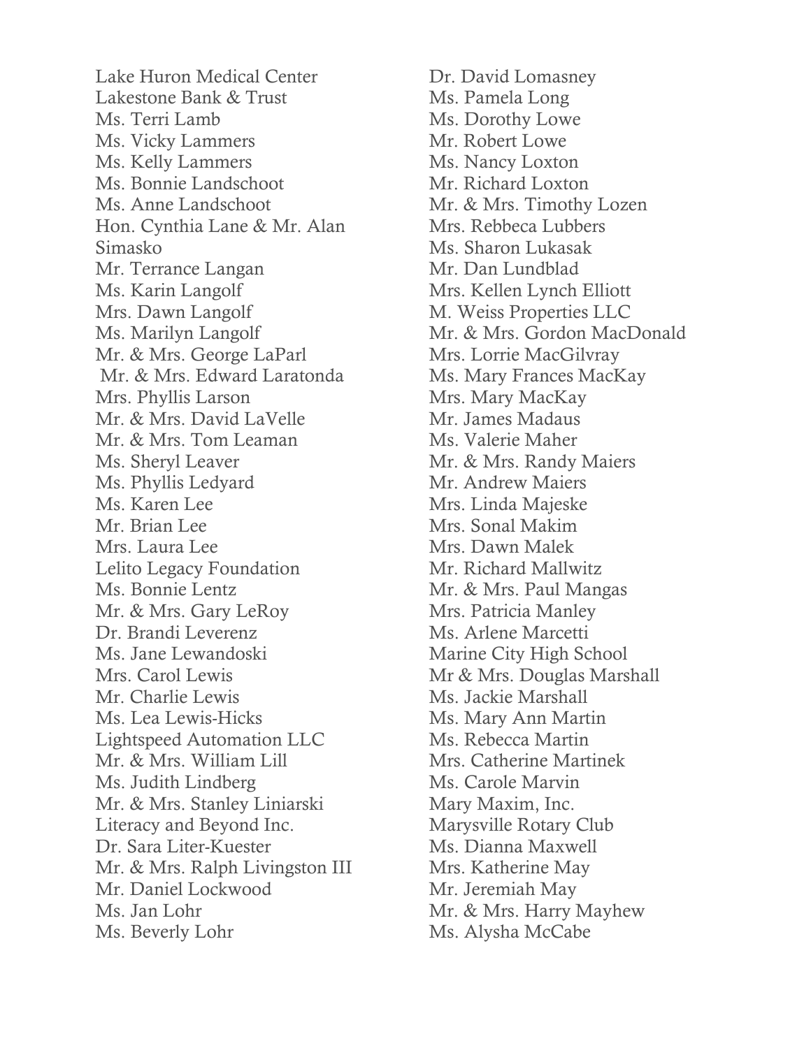Lake Huron Medical Center
Lakestone Bank & Trust
Ms. Terri Lamb
Ms. Vicky Lammers
Ms. Kelly Lammers
Ms. Bonnie Landschoot
Ms. Anne Landschoot
Hon. Cynthia Lane & Mr. Alan Simasko
Mr. Terrance Langan
Ms. Karin Langolf
Mrs. Dawn Langolf
Ms. Marilyn Langolf
Mr. & Mrs. George LaParl
Mr. & Mrs. Edward Laratonda
Mrs. Phyllis Larson
Mr. & Mrs. David LaVelle
Mr. & Mrs. Tom Leaman
Ms. Sheryl Leaver
Ms. Phyllis Ledyard
Ms. Karen Lee
Mr. Brian Lee
Mrs. Laura Lee
Lelito Legacy Foundation
Ms. Bonnie Lentz
Mr. & Mrs. Gary LeRoy
Dr. Brandi Leverenz
Ms. Jane Lewandoski
Mrs. Carol Lewis
Mr. Charlie Lewis
Ms. Lea Lewis-Hicks
Lightspeed Automation LLC
Mr. & Mrs. William Lill
Ms. Judith Lindberg
Mr. & Mrs. Stanley Liniarski
Literacy and Beyond Inc.
Dr. Sara Liter-Kuester
Mr. & Mrs. Ralph Livingston III
Mr. Daniel Lockwood
Ms. Jan Lohr
Ms. Beverly Lohr
Dr. David Lomasney
Ms. Pamela Long
Ms. Dorothy Lowe
Mr. Robert Lowe
Ms. Nancy Loxton
Mr. Richard Loxton
Mr. & Mrs. Timothy Lozen
Mrs. Rebbeca Lubbers
Ms. Sharon Lukasak
Mr. Dan Lundblad
Mrs. Kellen Lynch Elliott
M. Weiss Properties LLC
Mr. & Mrs. Gordon MacDonald
Mrs. Lorrie MacGilvray
Ms. Mary Frances MacKay
Mrs. Mary MacKay
Mr. James Madaus
Ms. Valerie Maher
Mr. & Mrs. Randy Maiers
Mr. Andrew Maiers
Mrs. Linda Majeske
Mrs. Sonal Makim
Mrs. Dawn Malek
Mr. Richard Mallwitz
Mr. & Mrs. Paul Mangas
Mrs. Patricia Manley
Ms. Arlene Marcetti
Marine City High School
Mr & Mrs. Douglas Marshall
Ms. Jackie Marshall
Ms. Mary Ann Martin
Ms. Rebecca Martin
Mrs. Catherine Martinek
Ms. Carole Marvin
Mary Maxim, Inc.
Marysville Rotary Club
Ms. Dianna Maxwell
Mrs. Katherine May
Mr. Jeremiah May
Mr. & Mrs. Harry Mayhew
Ms. Alysha McCabe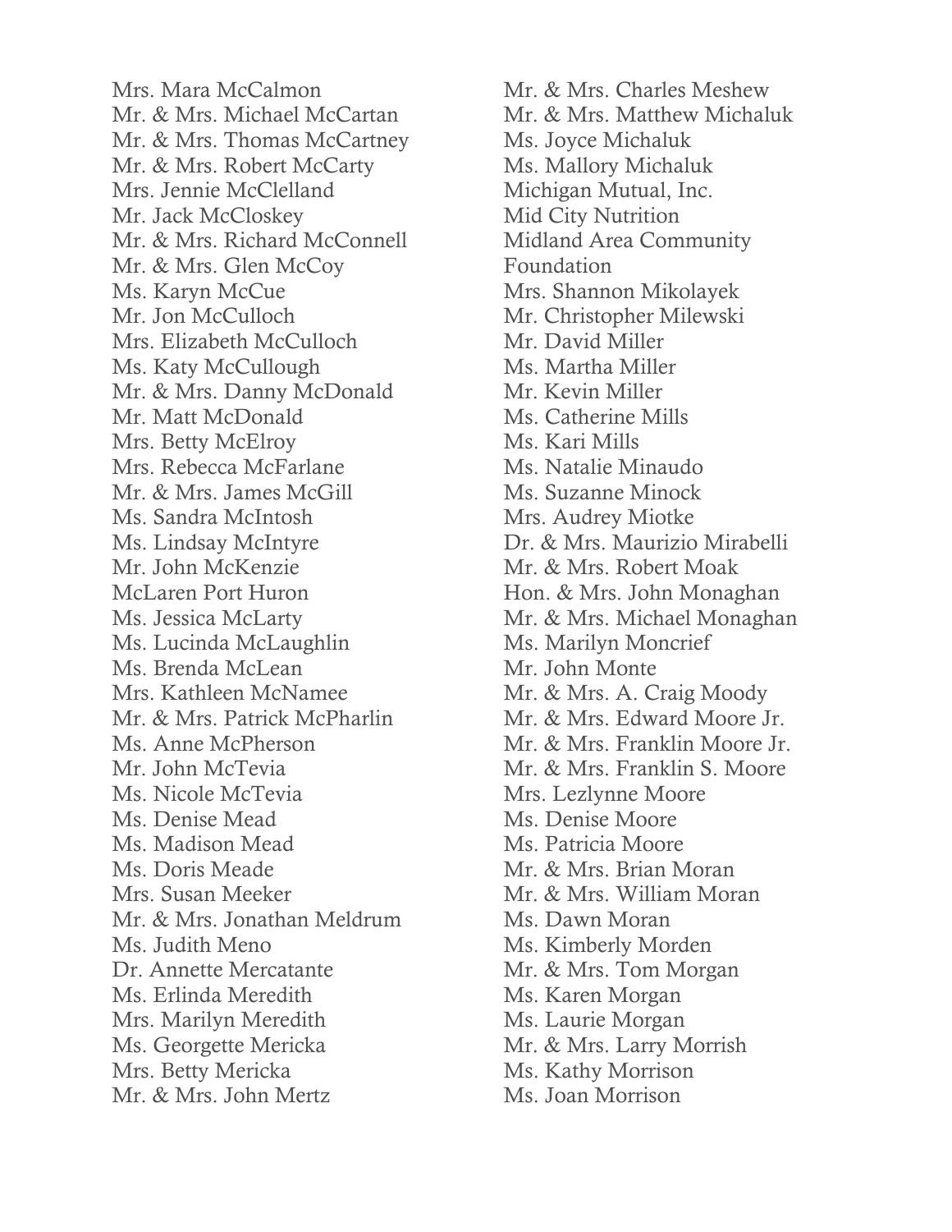Mrs. Mara McCalmon
Mr. & Mrs. Michael McCartan
Mr. & Mrs. Thomas McCartney
Mr. & Mrs. Robert McCarty
Mrs. Jennie McClelland
Mr. Jack McCloskey
Mr. & Mrs. Richard McConnell
Mr. & Mrs. Glen McCoy
Ms. Karyn McCue
Mr. Jon McCulloch
Mrs. Elizabeth McCulloch
Ms. Katy McCullough
Mr. & Mrs. Danny McDonald
Mr. Matt McDonald
Mrs. Betty McElroy
Mrs. Rebecca McFarlane
Mr. & Mrs. James McGill
Ms. Sandra McIntosh
Ms. Lindsay McIntyre
Mr. John McKenzie
McLaren Port Huron
Ms. Jessica McLarty
Ms. Lucinda McLaughlin
Ms. Brenda McLean
Mrs. Kathleen McNamee
Mr. & Mrs. Patrick McPharlin
Ms. Anne McPherson
Mr. John McTevia
Ms. Nicole McTevia
Ms. Denise Mead
Ms. Madison Mead
Ms. Doris Meade
Mrs. Susan Meeker
Mr. & Mrs. Jonathan Meldrum
Ms. Judith Meno
Dr. Annette Mercatante
Ms. Erlinda Meredith
Mrs. Marilyn Meredith
Ms. Georgette Mericka
Mrs. Betty Mericka
Mr. & Mrs. John Mertz
Mr. & Mrs. Charles Meshew
Mr. & Mrs. Matthew Michaluk
Ms. Joyce Michaluk
Ms. Mallory Michaluk
Michigan Mutual, Inc.
Mid City Nutrition
Midland Area Community Foundation
Mrs. Shannon Mikolayek
Mr. Christopher Milewski
Mr. David Miller
Ms. Martha Miller
Mr. Kevin Miller
Ms. Catherine Mills
Ms. Kari Mills
Ms. Natalie Minaudo
Ms. Suzanne Minock
Mrs. Audrey Miotke
Dr. & Mrs. Maurizio Mirabelli
Mr. & Mrs. Robert Moak
Hon. & Mrs. John Monaghan
Mr. & Mrs. Michael Monaghan
Ms. Marilyn Moncrief
Mr. John Monte
Mr. & Mrs. A. Craig Moody
Mr. & Mrs. Edward Moore Jr.
Mr. & Mrs. Franklin Moore Jr.
Mr. & Mrs. Franklin S. Moore
Mrs. Lezlynne Moore
Ms. Denise Moore
Ms. Patricia Moore
Mr. & Mrs. Brian Moran
Mr. & Mrs. William Moran
Ms. Dawn Moran
Ms. Kimberly Morden
Mr. & Mrs. Tom Morgan
Ms. Karen Morgan
Ms. Laurie Morgan
Mr. & Mrs. Larry Morrish
Ms. Kathy Morrison
Ms. Joan Morrison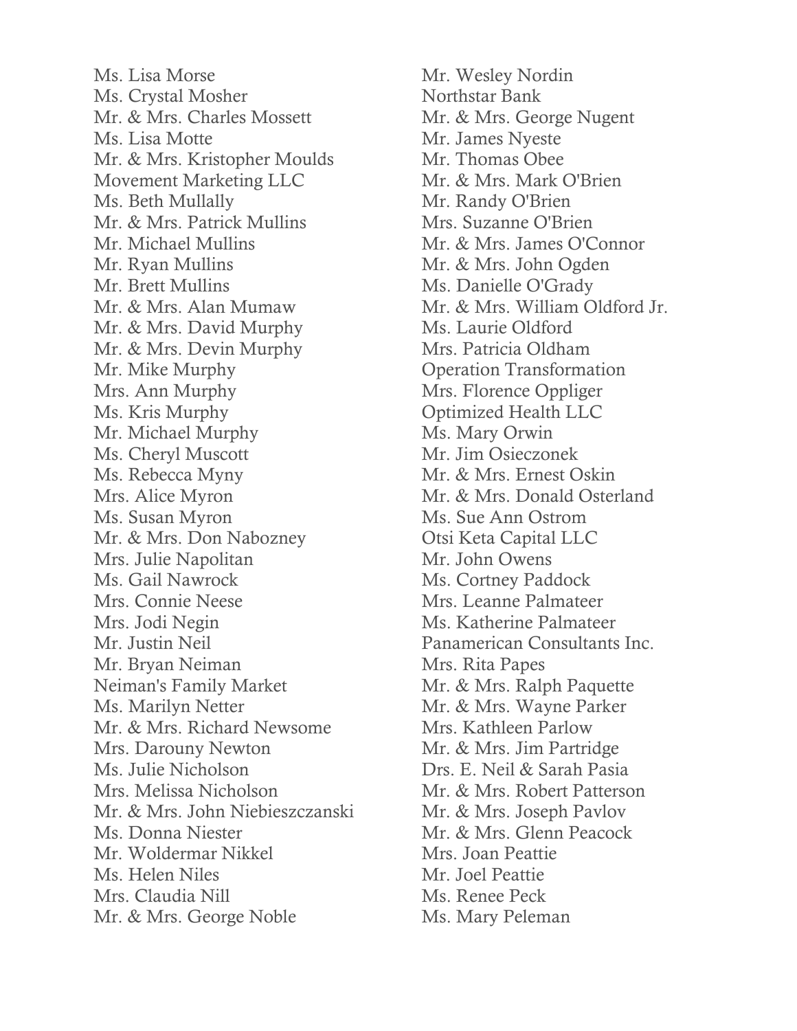Ms. Lisa Morse
Ms. Crystal Mosher
Mr. & Mrs. Charles Mossett
Ms. Lisa Motte
Mr. & Mrs. Kristopher Moulds
Movement Marketing LLC
Ms. Beth Mullally
Mr. & Mrs. Patrick Mullins
Mr. Michael Mullins
Mr. Ryan Mullins
Mr. Brett Mullins
Mr. & Mrs. Alan Mumaw
Mr. & Mrs. David Murphy
Mr. & Mrs. Devin Murphy
Mr. Mike Murphy
Mrs. Ann Murphy
Ms. Kris Murphy
Mr. Michael Murphy
Ms. Cheryl Muscott
Ms. Rebecca Myny
Mrs. Alice Myron
Ms. Susan Myron
Mr. & Mrs. Don Nabozney
Mrs. Julie Napolitan
Ms. Gail Nawrock
Mrs. Connie Neese
Mrs. Jodi Negin
Mr. Justin Neil
Mr. Bryan Neiman
Neiman's Family Market
Ms. Marilyn Netter
Mr. & Mrs. Richard Newsome
Mrs. Darouny Newton
Ms. Julie Nicholson
Mrs. Melissa Nicholson
Mr. & Mrs. John Niebieszczanski
Ms. Donna Niester
Mr. Woldermar Nikkel
Ms. Helen Niles
Mrs. Claudia Nill
Mr. & Mrs. George Noble
Mr. Wesley Nordin
Northstar Bank
Mr. & Mrs. George Nugent
Mr. James Nyeste
Mr. Thomas Obee
Mr. & Mrs. Mark O'Brien
Mr. Randy O'Brien
Mrs. Suzanne O'Brien
Mr. & Mrs. James O'Connor
Mr. & Mrs. John Ogden
Ms. Danielle O'Grady
Mr. & Mrs. William Oldford Jr.
Ms. Laurie Oldford
Mrs. Patricia Oldham
Operation Transformation
Mrs. Florence Oppliger
Optimized Health LLC
Ms. Mary Orwin
Mr. Jim Osieczonek
Mr. & Mrs. Ernest Oskin
Mr. & Mrs. Donald Osterland
Ms. Sue Ann Ostrom
Otsi Keta Capital LLC
Mr. John Owens
Ms. Cortney Paddock
Mrs. Leanne Palmateer
Ms. Katherine Palmateer
Panamerican Consultants Inc.
Mrs. Rita Papes
Mr. & Mrs. Ralph Paquette
Mr. & Mrs. Wayne Parker
Mrs. Kathleen Parlow
Mr. & Mrs. Jim Partridge
Drs. E. Neil & Sarah Pasia
Mr. & Mrs. Robert Patterson
Mr. & Mrs. Joseph Pavlov
Mr. & Mrs. Glenn Peacock
Mrs. Joan Peattie
Mr. Joel Peattie
Ms. Renee Peck
Ms. Mary Peleman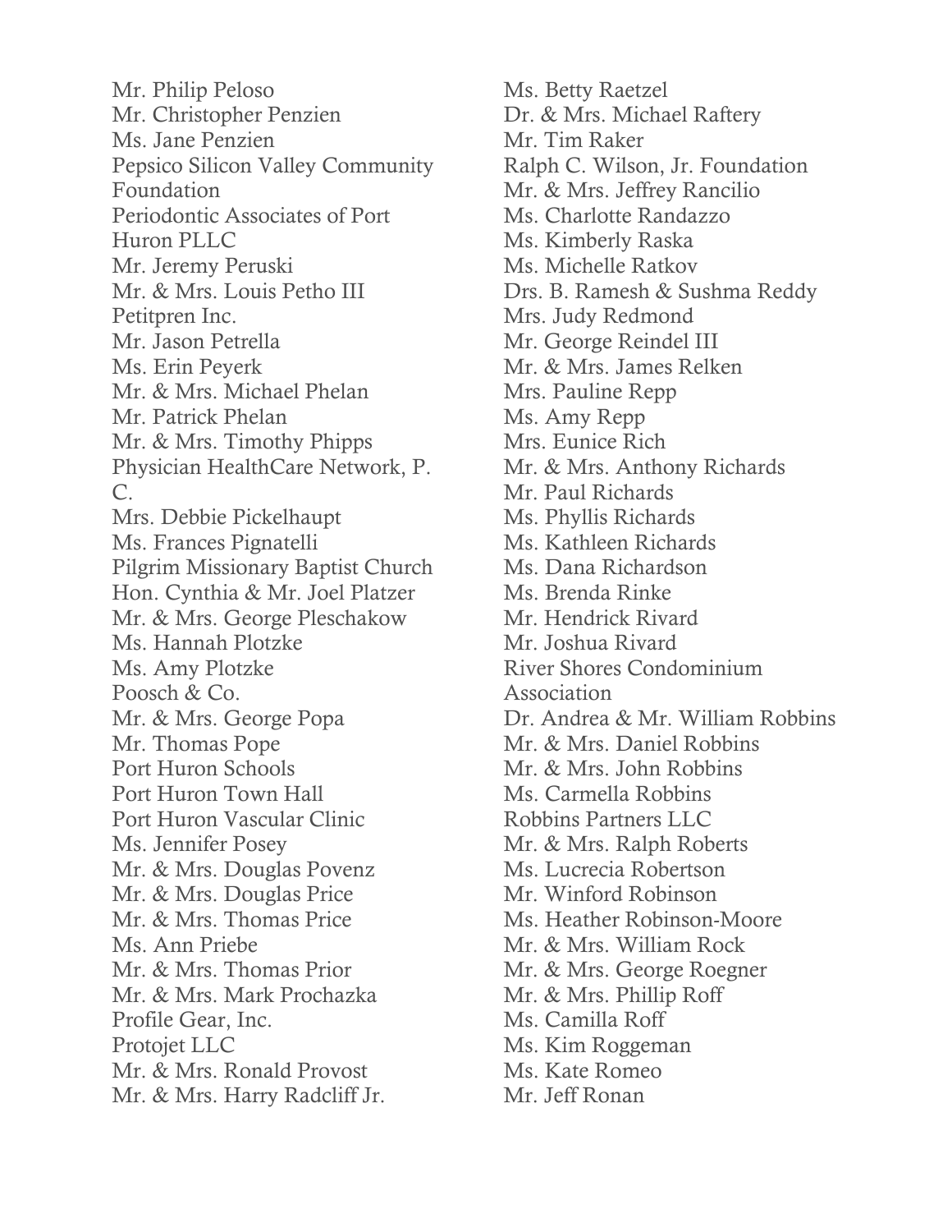Mr. Philip Peloso
Mr. Christopher Penzien
Ms. Jane Penzien
Pepsico Silicon Valley Community Foundation
Periodontic Associates of Port Huron PLLC
Mr. Jeremy Peruski
Mr. & Mrs. Louis Petho III
Petitpren Inc.
Mr. Jason Petrella
Ms. Erin Peyerk
Mr. & Mrs. Michael Phelan
Mr. Patrick Phelan
Mr. & Mrs. Timothy Phipps
Physician HealthCare Network, P. C.
Mrs. Debbie Pickelhaupt
Ms. Frances Pignatelli
Pilgrim Missionary Baptist Church
Hon. Cynthia & Mr. Joel Platzer
Mr. & Mrs. George Pleschakow
Ms. Hannah Plotzke
Ms. Amy Plotzke
Poosch & Co.
Mr. & Mrs. George Popa
Mr. Thomas Pope
Port Huron Schools
Port Huron Town Hall
Port Huron Vascular Clinic
Ms. Jennifer Posey
Mr. & Mrs. Douglas Povenz
Mr. & Mrs. Douglas Price
Mr. & Mrs. Thomas Price
Ms. Ann Priebe
Mr. & Mrs. Thomas Prior
Mr. & Mrs. Mark Prochazka
Profile Gear, Inc.
Protojet LLC
Mr. & Mrs. Ronald Provost
Mr. & Mrs. Harry Radcliff Jr.
Ms. Betty Raetzel
Dr. & Mrs. Michael Raftery
Mr. Tim Raker
Ralph C. Wilson, Jr. Foundation
Mr. & Mrs. Jeffrey Rancilio
Ms. Charlotte Randazzo
Ms. Kimberly Raska
Ms. Michelle Ratkov
Drs. B. Ramesh & Sushma Reddy
Mrs. Judy Redmond
Mr. George Reindel III
Mr. & Mrs. James Relken
Mrs. Pauline Repp
Ms. Amy Repp
Mrs. Eunice Rich
Mr. & Mrs. Anthony Richards
Mr. Paul Richards
Ms. Phyllis Richards
Ms. Kathleen Richards
Ms. Dana Richardson
Ms. Brenda Rinke
Mr. Hendrick Rivard
Mr. Joshua Rivard
River Shores Condominium Association
Dr. Andrea & Mr. William Robbins
Mr. & Mrs. Daniel Robbins
Mr. & Mrs. John Robbins
Ms. Carmella Robbins
Robbins Partners LLC
Mr. & Mrs. Ralph Roberts
Ms. Lucrecia Robertson
Mr. Winford Robinson
Ms. Heather Robinson-Moore
Mr. & Mrs. William Rock
Mr. & Mrs. George Roegner
Mr. & Mrs. Phillip Roff
Ms. Camilla Roff
Ms. Kim Roggeman
Ms. Kate Romeo
Mr. Jeff Ronan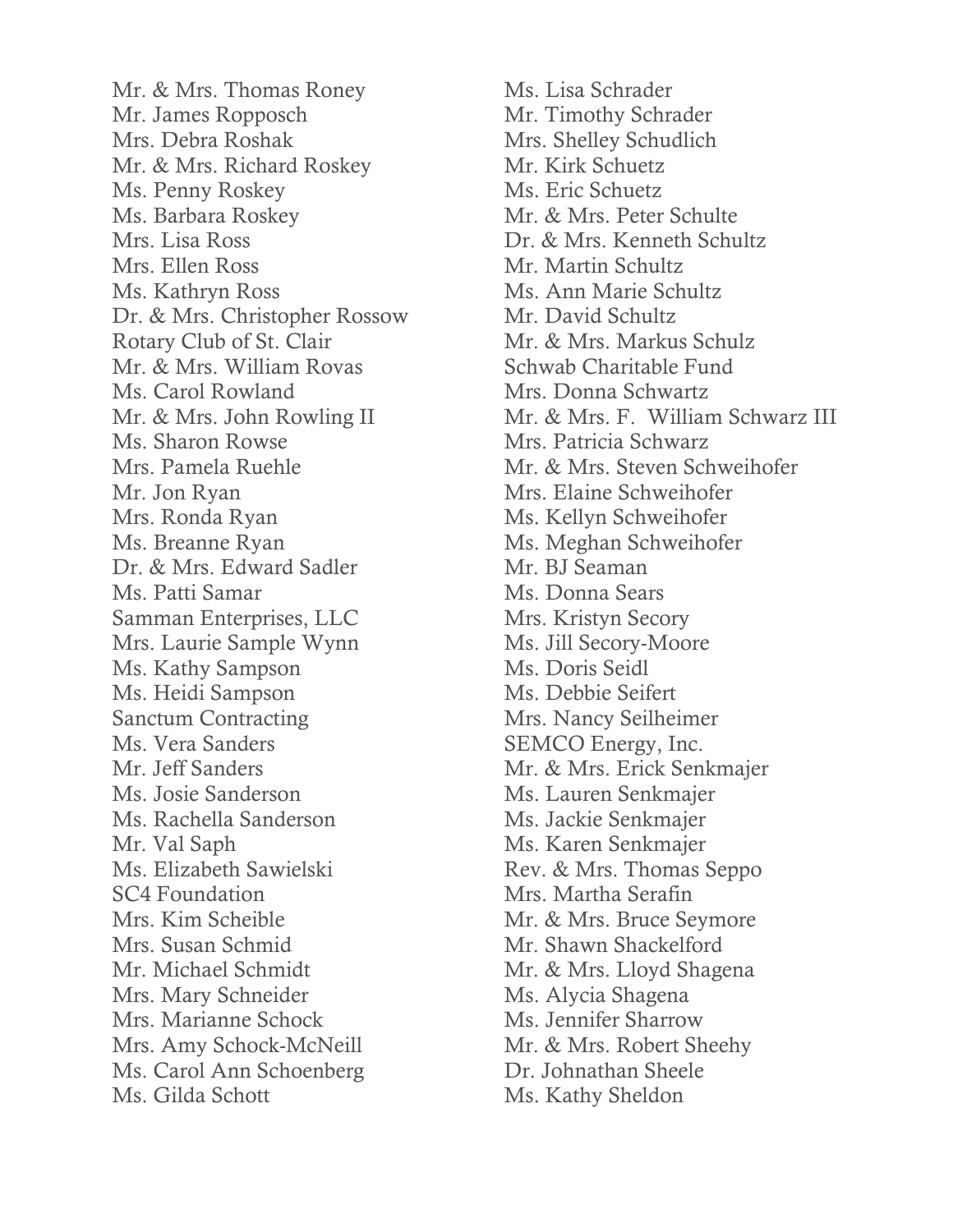Mr. & Mrs. Thomas Roney
Mr. James Ropposch
Mrs. Debra Roshak
Mr. & Mrs. Richard Roskey
Ms. Penny Roskey
Ms. Barbara Roskey
Mrs. Lisa Ross
Mrs. Ellen Ross
Ms. Kathryn Ross
Dr. & Mrs. Christopher Rossow
Rotary Club of St. Clair
Mr. & Mrs. William Rovas
Ms. Carol Rowland
Mr. & Mrs. John Rowling II
Ms. Sharon Rowse
Mrs. Pamela Ruehle
Mr. Jon Ryan
Mrs. Ronda Ryan
Ms. Breanne Ryan
Dr. & Mrs. Edward Sadler
Ms. Patti Samar
Samman Enterprises, LLC
Mrs. Laurie Sample Wynn
Ms. Kathy Sampson
Ms. Heidi Sampson
Sanctum Contracting
Ms. Vera Sanders
Mr. Jeff Sanders
Ms. Josie Sanderson
Ms. Rachella Sanderson
Mr. Val Saph
Ms. Elizabeth Sawielski
SC4 Foundation
Mrs. Kim Scheible
Mrs. Susan Schmid
Mr. Michael Schmidt
Mrs. Mary Schneider
Mrs. Marianne Schock
Mrs. Amy Schock-McNeill
Ms. Carol Ann Schoenberg
Ms. Gilda Schott
Ms. Lisa Schrader
Mr. Timothy Schrader
Mrs. Shelley Schudlich
Mr. Kirk Schuetz
Ms. Eric Schuetz
Mr. & Mrs. Peter Schulte
Dr. & Mrs. Kenneth Schultz
Mr. Martin Schultz
Ms. Ann Marie Schultz
Mr. David Schultz
Mr. & Mrs. Markus Schulz
Schwab Charitable Fund
Mrs. Donna Schwartz
Mr. & Mrs. F. William Schwarz III
Mrs. Patricia Schwarz
Mr. & Mrs. Steven Schweihofer
Mrs. Elaine Schweihofer
Ms. Kellyn Schweihofer
Ms. Meghan Schweihofer
Mr. BJ Seaman
Ms. Donna Sears
Mrs. Kristyn Secory
Ms. Jill Secory-Moore
Ms. Doris Seidl
Ms. Debbie Seifert
Mrs. Nancy Seilheimer
SEMCO Energy, Inc.
Mr. & Mrs. Erick Senkmajer
Ms. Lauren Senkmajer
Ms. Jackie Senkmajer
Ms. Karen Senkmajer
Rev. & Mrs. Thomas Seppo
Mrs. Martha Serafin
Mr. & Mrs. Bruce Seymore
Mr. Shawn Shackelford
Mr. & Mrs. Lloyd Shagena
Ms. Alycia Shagena
Ms. Jennifer Sharrow
Mr. & Mrs. Robert Sheehy
Dr. Johnathan Sheele
Ms. Kathy Sheldon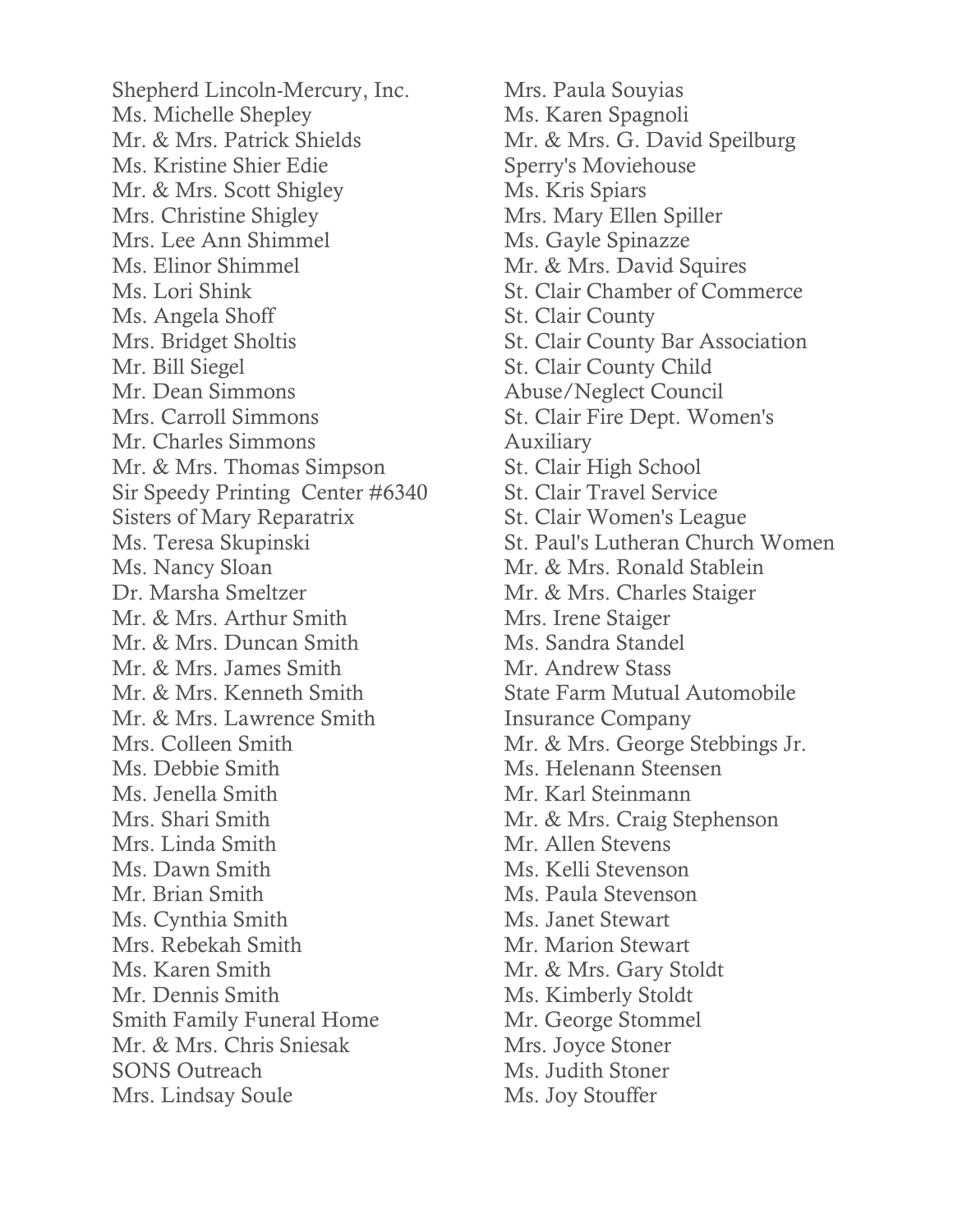Shepherd Lincoln-Mercury, Inc.
Ms. Michelle Shepley
Mr. & Mrs. Patrick Shields
Ms. Kristine Shier Edie
Mr. & Mrs. Scott Shigley
Mrs. Christine Shigley
Mrs. Lee Ann Shimmel
Ms. Elinor Shimmel
Ms. Lori Shink
Ms. Angela Shoff
Mrs. Bridget Sholtis
Mr. Bill Siegel
Mr. Dean Simmons
Mrs. Carroll Simmons
Mr. Charles Simmons
Mr. & Mrs. Thomas Simpson
Sir Speedy Printing Center #6340
Sisters of Mary Reparatrix
Ms. Teresa Skupinski
Ms. Nancy Sloan
Dr. Marsha Smeltzer
Mr. & Mrs. Arthur Smith
Mr. & Mrs. Duncan Smith
Mr. & Mrs. James Smith
Mr. & Mrs. Kenneth Smith
Mr. & Mrs. Lawrence Smith
Mrs. Colleen Smith
Ms. Debbie Smith
Ms. Jenella Smith
Mrs. Shari Smith
Mrs. Linda Smith
Ms. Dawn Smith
Mr. Brian Smith
Ms. Cynthia Smith
Mrs. Rebekah Smith
Ms. Karen Smith
Mr. Dennis Smith
Smith Family Funeral Home
Mr. & Mrs. Chris Sniesak
SONS Outreach
Mrs. Lindsay Soule
Mrs. Paula Souyias
Ms. Karen Spagnoli
Mr. & Mrs. G. David Speilburg
Sperry's Moviehouse
Ms. Kris Spiars
Mrs. Mary Ellen Spiller
Ms. Gayle Spinazze
Mr. & Mrs. David Squires
St. Clair Chamber of Commerce
St. Clair County
St. Clair County Bar Association
St. Clair County Child Abuse/Neglect Council
St. Clair Fire Dept. Women's Auxiliary
St. Clair High School
St. Clair Travel Service
St. Clair Women's League
St. Paul's Lutheran Church Women
Mr. & Mrs. Ronald Stablein
Mr. & Mrs. Charles Staiger
Mrs. Irene Staiger
Ms. Sandra Standel
Mr. Andrew Stass
State Farm Mutual Automobile Insurance Company
Mr. & Mrs. George Stebbings Jr.
Ms. Helenann Steensen
Mr. Karl Steinmann
Mr. & Mrs. Craig Stephenson
Mr. Allen Stevens
Ms. Kelli Stevenson
Ms. Paula Stevenson
Ms. Janet Stewart
Mr. Marion Stewart
Mr. & Mrs. Gary Stoldt
Ms. Kimberly Stoldt
Mr. George Stommel
Mrs. Joyce Stoner
Ms. Judith Stoner
Ms. Joy Stouffer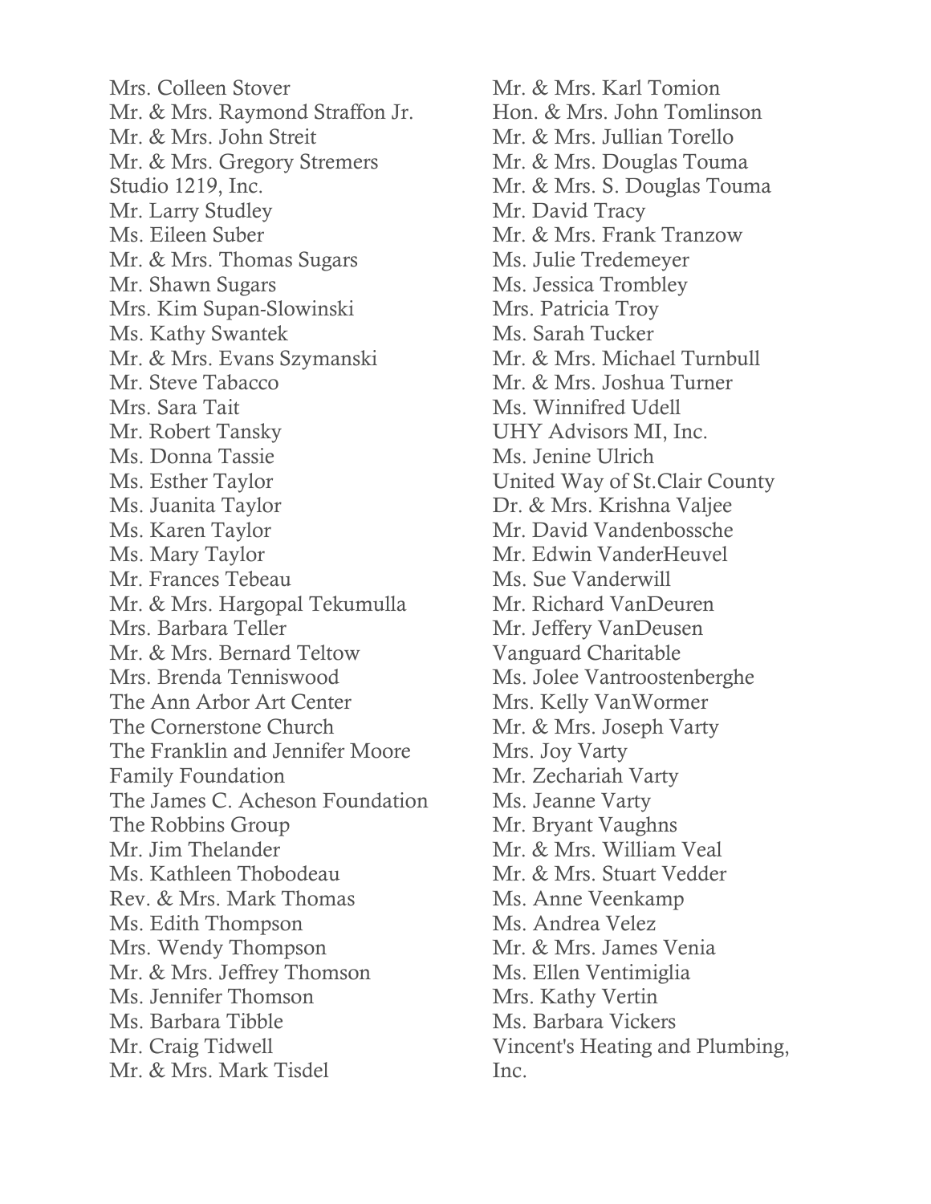Mrs. Colleen Stover
Mr. & Mrs. Raymond Straffon Jr.
Mr. & Mrs. John Streit
Mr. & Mrs. Gregory Stremers
Studio 1219, Inc.
Mr. Larry Studley
Ms. Eileen Suber
Mr. & Mrs. Thomas Sugars
Mr. Shawn Sugars
Mrs. Kim Supan-Slowinski
Ms. Kathy Swantek
Mr. & Mrs. Evans Szymanski
Mr. Steve Tabacco
Mrs. Sara Tait
Mr. Robert Tansky
Ms. Donna Tassie
Ms. Esther Taylor
Ms. Juanita Taylor
Ms. Karen Taylor
Ms. Mary Taylor
Mr. Frances Tebeau
Mr. & Mrs. Hargopal Tekumulla
Mrs. Barbara Teller
Mr. & Mrs. Bernard Teltow
Mrs. Brenda Tenniswood
The Ann Arbor Art Center
The Cornerstone Church
The Franklin and Jennifer Moore Family Foundation
The James C. Acheson Foundation
The Robbins Group
Mr. Jim Thelander
Ms. Kathleen Thobodeau
Rev. & Mrs. Mark Thomas
Ms. Edith Thompson
Mrs. Wendy Thompson
Mr. & Mrs. Jeffrey Thomson
Ms. Jennifer Thomson
Ms. Barbara Tibble
Mr. Craig Tidwell
Mr. & Mrs. Mark Tisdel
Mr. & Mrs. Karl Tomion
Hon. & Mrs. John Tomlinson
Mr. & Mrs. Jullian Torello
Mr. & Mrs. Douglas Touma
Mr. & Mrs. S. Douglas Touma
Mr. David Tracy
Mr. & Mrs. Frank Tranzow
Ms. Julie Tredemeyer
Ms. Jessica Trombley
Mrs. Patricia Troy
Ms. Sarah Tucker
Mr. & Mrs. Michael Turnbull
Mr. & Mrs. Joshua Turner
Ms. Winnifred Udell
UHY Advisors MI, Inc.
Ms. Jenine Ulrich
United Way of St.Clair County
Dr. & Mrs. Krishna Valjee
Mr. David Vandenbossche
Mr. Edwin VanderHeuvel
Ms. Sue Vanderwill
Mr. Richard VanDeuren
Mr. Jeffery VanDeusen
Vanguard Charitable
Ms. Jolee Vantroostenberghe
Mrs. Kelly VanWormer
Mr. & Mrs. Joseph Varty
Mrs. Joy Varty
Mr. Zechariah Varty
Ms. Jeanne Varty
Mr. Bryant Vaughns
Mr. & Mrs. William Veal
Mr. & Mrs. Stuart Vedder
Ms. Anne Veenkamp
Ms. Andrea Velez
Mr. & Mrs. James Venia
Ms. Ellen Ventimiglia
Mrs. Kathy Vertin
Ms. Barbara Vickers
Vincent's Heating and Plumbing, Inc.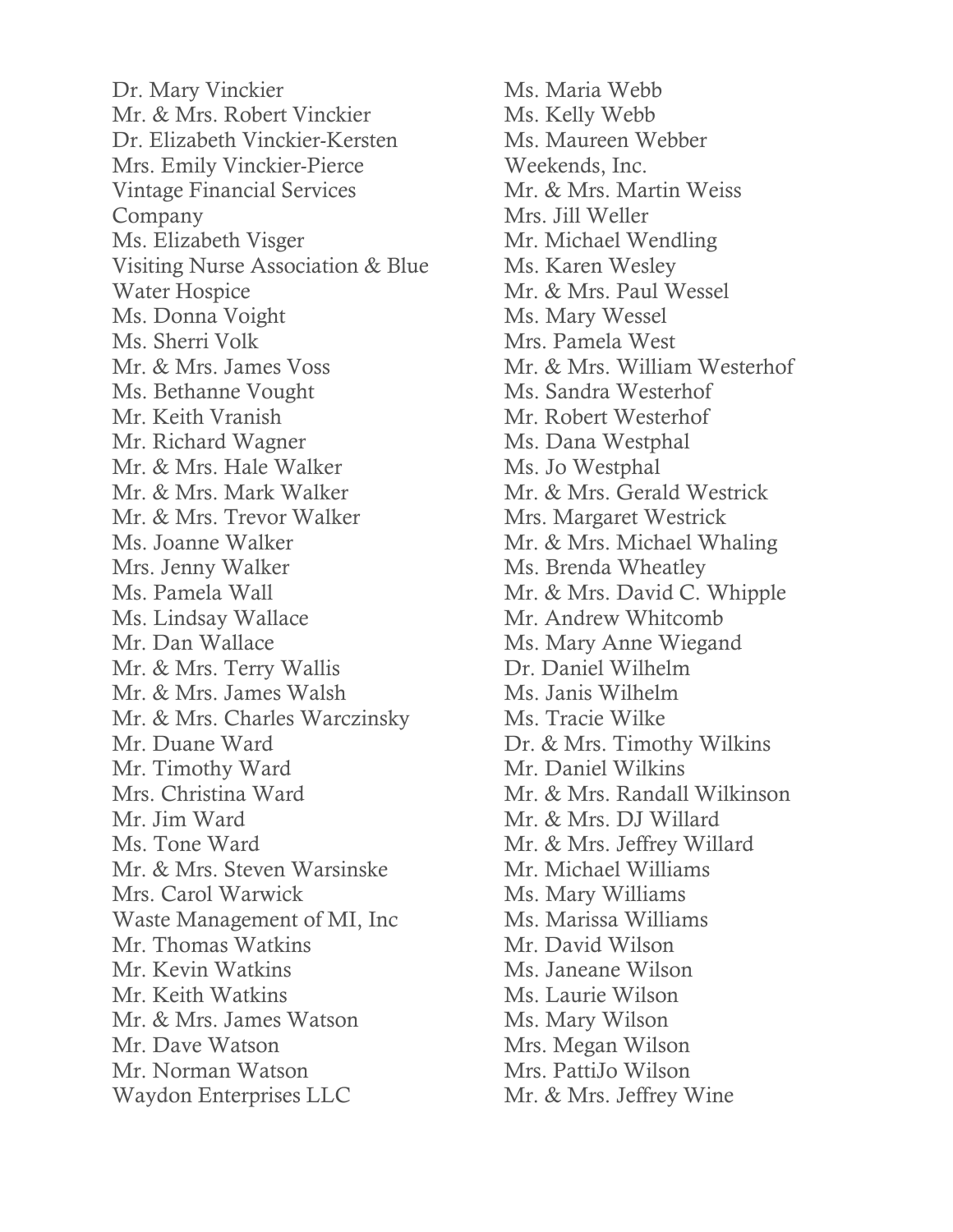Dr. Mary Vinckier
Mr. & Mrs. Robert Vinckier
Dr. Elizabeth Vinckier-Kersten
Mrs. Emily Vinckier-Pierce
Vintage Financial Services Company
Ms. Elizabeth Visger
Visiting Nurse Association & Blue Water Hospice
Ms. Donna Voight
Ms. Sherri Volk
Mr. & Mrs. James Voss
Ms. Bethanne Vought
Mr. Keith Vranish
Mr. Richard Wagner
Mr. & Mrs. Hale Walker
Mr. & Mrs. Mark Walker
Mr. & Mrs. Trevor Walker
Ms. Joanne Walker
Mrs. Jenny Walker
Ms. Pamela Wall
Ms. Lindsay Wallace
Mr. Dan Wallace
Mr. & Mrs. Terry Wallis
Mr. & Mrs. James Walsh
Mr. & Mrs. Charles Warczinsky
Mr. Duane Ward
Mr. Timothy Ward
Mrs. Christina Ward
Mr. Jim Ward
Ms. Tone Ward
Mr. & Mrs. Steven Warsinske
Mrs. Carol Warwick
Waste Management of MI, Inc
Mr. Thomas Watkins
Mr. Kevin Watkins
Mr. Keith Watkins
Mr. & Mrs. James Watson
Mr. Dave Watson
Mr. Norman Watson
Waydon Enterprises LLC
Ms. Maria Webb
Ms. Kelly Webb
Ms. Maureen Webber
Weekends, Inc.
Mr. & Mrs. Martin Weiss
Mrs. Jill Weller
Mr. Michael Wendling
Ms. Karen Wesley
Mr. & Mrs. Paul Wessel
Ms. Mary Wessel
Mrs. Pamela West
Mr. & Mrs. William Westerhof
Ms. Sandra Westerhof
Mr. Robert Westerhof
Ms. Dana Westphal
Ms. Jo Westphal
Mr. & Mrs. Gerald Westrick
Mrs. Margaret Westrick
Mr. & Mrs. Michael Whaling
Ms. Brenda Wheatley
Mr. & Mrs. David C. Whipple
Mr. Andrew Whitcomb
Ms. Mary Anne Wiegand
Dr. Daniel Wilhelm
Ms. Janis Wilhelm
Ms. Tracie Wilke
Dr. & Mrs. Timothy Wilkins
Mr. Daniel Wilkins
Mr. & Mrs. Randall Wilkinson
Mr. & Mrs. DJ Willard
Mr. & Mrs. Jeffrey Willard
Mr. Michael Williams
Ms. Mary Williams
Ms. Marissa Williams
Mr. David Wilson
Ms. Janeane Wilson
Ms. Laurie Wilson
Ms. Mary Wilson
Mrs. Megan Wilson
Mrs. PattiJo Wilson
Mr. & Mrs. Jeffrey Wine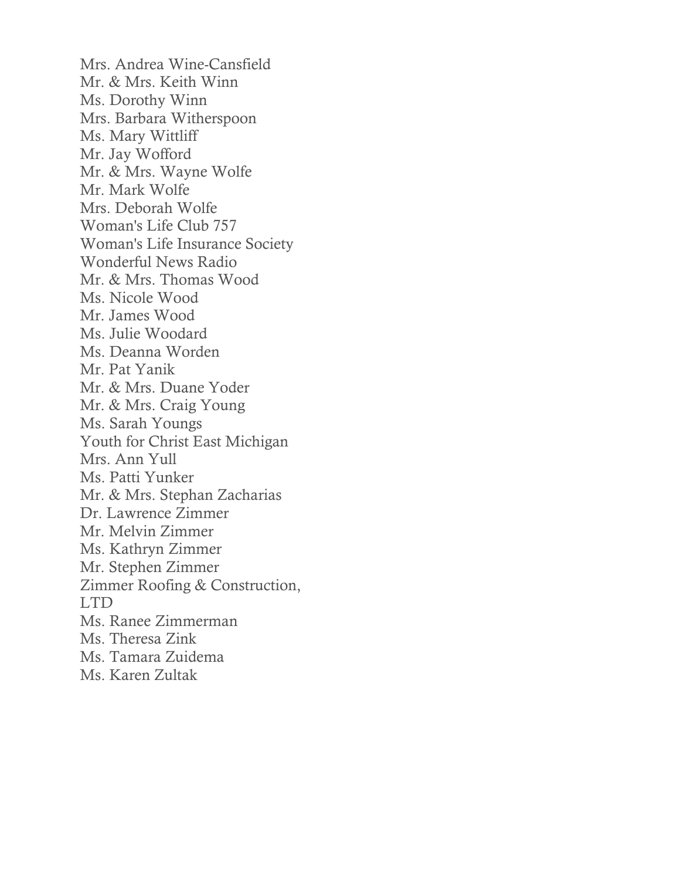Mrs. Andrea Wine-Cansfield
Mr. & Mrs. Keith Winn
Ms. Dorothy Winn
Mrs. Barbara Witherspoon
Ms. Mary Wittliff
Mr. Jay Wofford
Mr. & Mrs. Wayne Wolfe
Mr. Mark Wolfe
Mrs. Deborah Wolfe
Woman's Life Club 757
Woman's Life Insurance Society
Wonderful News Radio
Mr. & Mrs. Thomas Wood
Ms. Nicole Wood
Mr. James Wood
Ms. Julie Woodard
Ms. Deanna Worden
Mr. Pat Yanik
Mr. & Mrs. Duane Yoder
Mr. & Mrs. Craig Young
Ms. Sarah Youngs
Youth for Christ East Michigan
Mrs. Ann Yull
Ms. Patti Yunker
Mr. & Mrs. Stephan Zacharias
Dr. Lawrence Zimmer
Mr. Melvin Zimmer
Ms. Kathryn Zimmer
Mr. Stephen Zimmer
Zimmer Roofing & Construction, LTD
Ms. Ranee Zimmerman
Ms. Theresa Zink
Ms. Tamara Zuidema
Ms. Karen Zultak